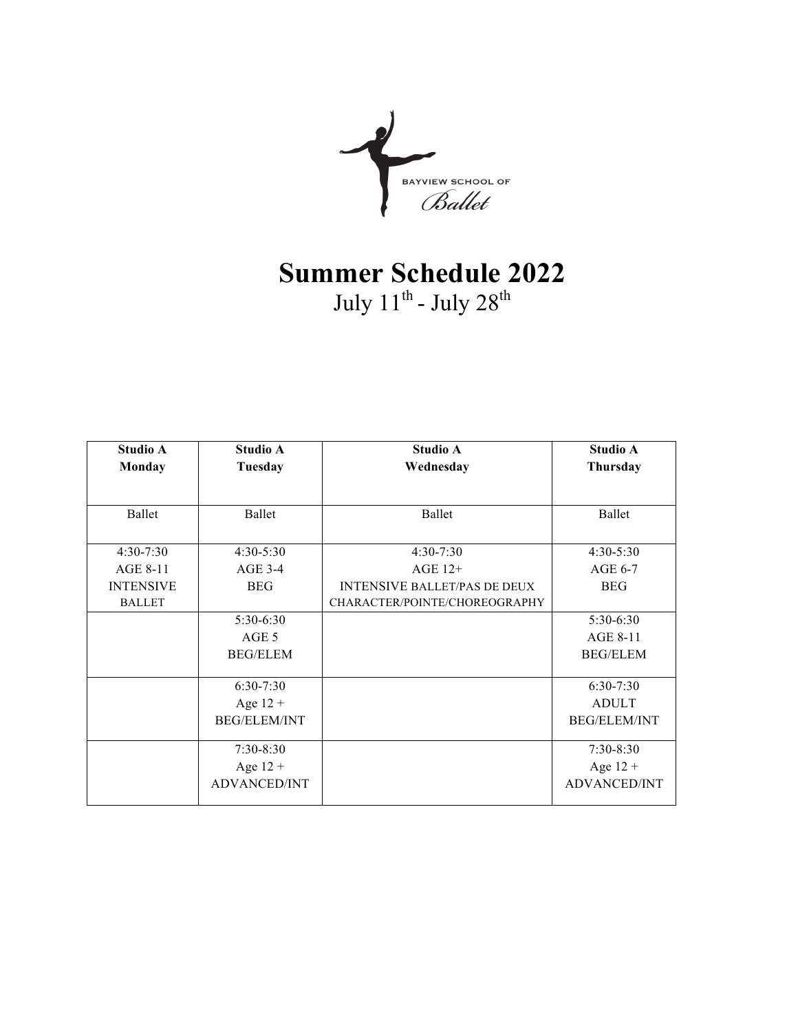BAYVIEW SCHOOL OF
Ballet

# Summer Schedule 2022

July 11th - July 28th

| **Studio A Monday** | **Studio A Tuesday** | **Studio A Wednesday** | **Studio A Thursday** |
|---|---|---|---|
| Ballet | Ballet | Ballet | Ballet |
| 4:30-7:30<br>AGE 8-11<br>INTENSIVE<br>BALLET | 4:30-5:30<br>AGE 3-4<br>BEG | 4:30-7:30<br>AGE 12+<br>INTENSIVE BALLET/PAS DE DEUX<br>CHARACTER/POINTE/CHOREOGRAPHY | 4:30-5:30<br>AGE 6-7<br>BEG |
| | 5:30-6:30<br>AGE 5<br>BEG/ELEM | | 5:30-6:30<br>AGE 8-11<br>BEG/ELEM |
| | 6:30-7:30<br>Age 12 +<br>BEG/ELEM/INT | | 6:30-7:30<br>ADULT<br>BEG/ELEM/INT |
| | 7:30-8:30<br>Age 12 +<br>ADVANCED/INT | | 7:30-8:30<br>Age 12 +<br>ADVANCED/INT |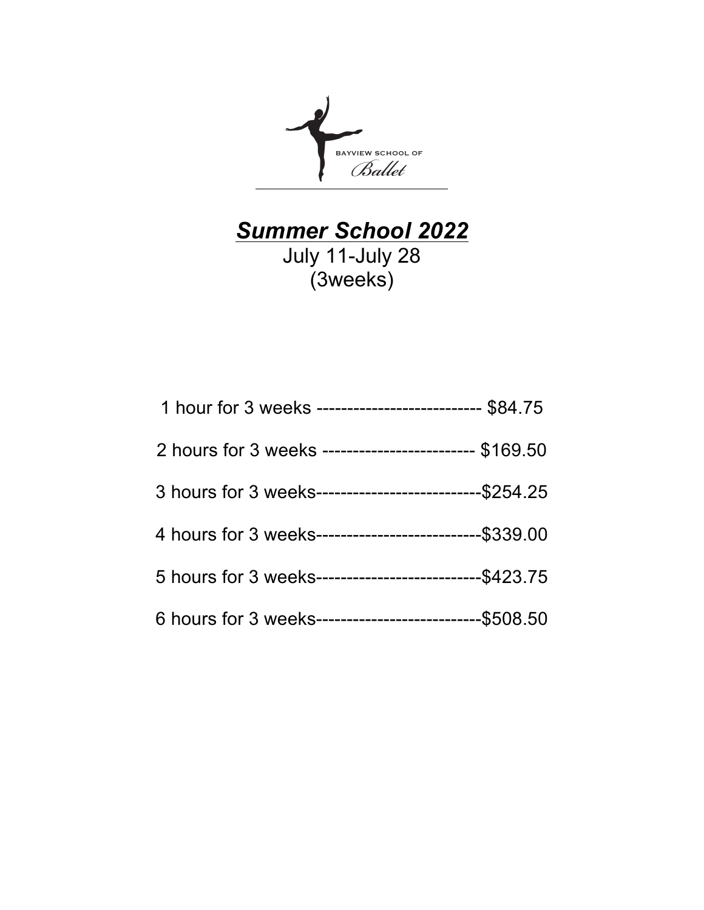BAYVIEW SCHOOL OF

Ballet

# ***Summer School 2022***

July 11-July 28

(3weeks)

1 hour for 3 weeks --------------------------- $84.75

2 hours for 3 weeks ------------------------- $169.50

3 hours for 3 weeks---------------------------$254.25

4 hours for 3 weeks---------------------------$339.00

5 hours for 3 weeks---------------------------$423.75

6 hours for 3 weeks---------------------------$508.50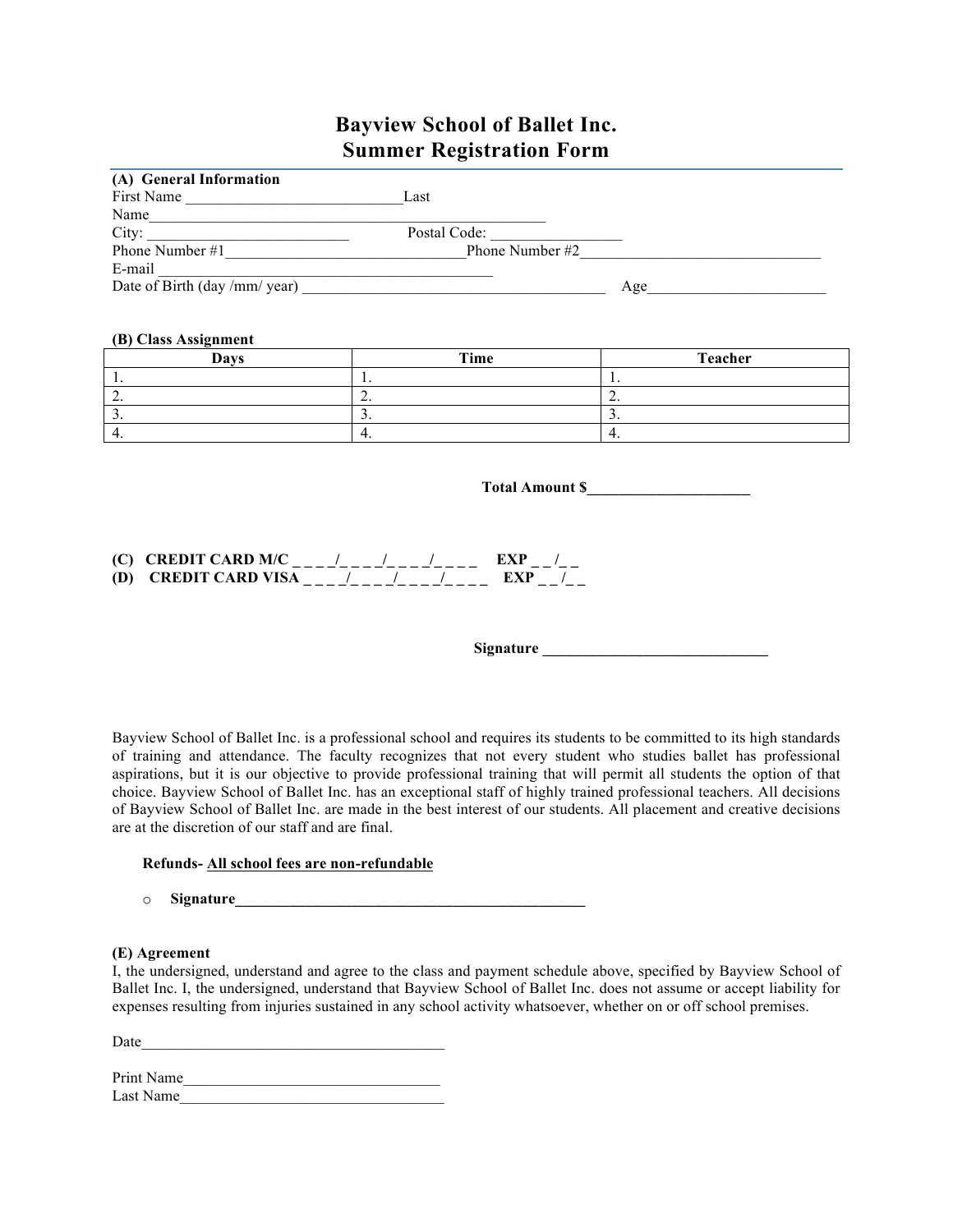# Bayview School of Ballet Inc.
# Summer Registration Form

**(A) General Information**

First Name ____________________________Last Name__________________________________________________

City: __________________________ Postal Code: ________________

Phone Number #1______________________________Phone Number #2______________________________

E-mail ________________________________________

Date of Birth (day /mm/ year) ______________________________________ Age______________________

**(B) Class Assignment**

| Days | Time | Teacher |
|---|---|---|
| 1. | 1. | 1. |
| 2. | 2. | 2. |
| 3. | 3. | 3. |
| 4. | 4. | 4. |

**Total Amount $____________________**

**(C) CREDIT CARD M/C _ _ _ _/_ _ _ _/_ _ _ _/_ _ _ _ EXP _ _/_ _**

**(D) CREDIT CARD VISA _ _ _ _/_ _ _ _/_ _ _ _/_ _ _ _ EXP _ _/_ _**

**Signature ____________________________**

Bayview School of Ballet Inc. is a professional school and requires its students to be committed to its high standards of training and attendance. The faculty recognizes that not every student who studies ballet has professional aspirations, but it is our objective to provide professional training that will permit all students the option of that choice. Bayview School of Ballet Inc. has an exceptional staff of highly trained professional teachers. All decisions of Bayview School of Ballet Inc. are made in the best interest of our students. All placement and creative decisions are at the discretion of our staff and are final.

**Refunds-** <u>**All school fees are non-refundable**</u>

- **Signature______________________________________________**

**(E) Agreement**

I, the undersigned, understand and agree to the class and payment schedule above, specified by Bayview School of Ballet Inc. I, the undersigned, understand that Bayview School of Ballet Inc. does not assume or accept liability for expenses resulting from injuries sustained in any school activity whatsoever, whether on or off school premises.

Date_______________________________________

Print Name________________________________

Last Name_________________________________